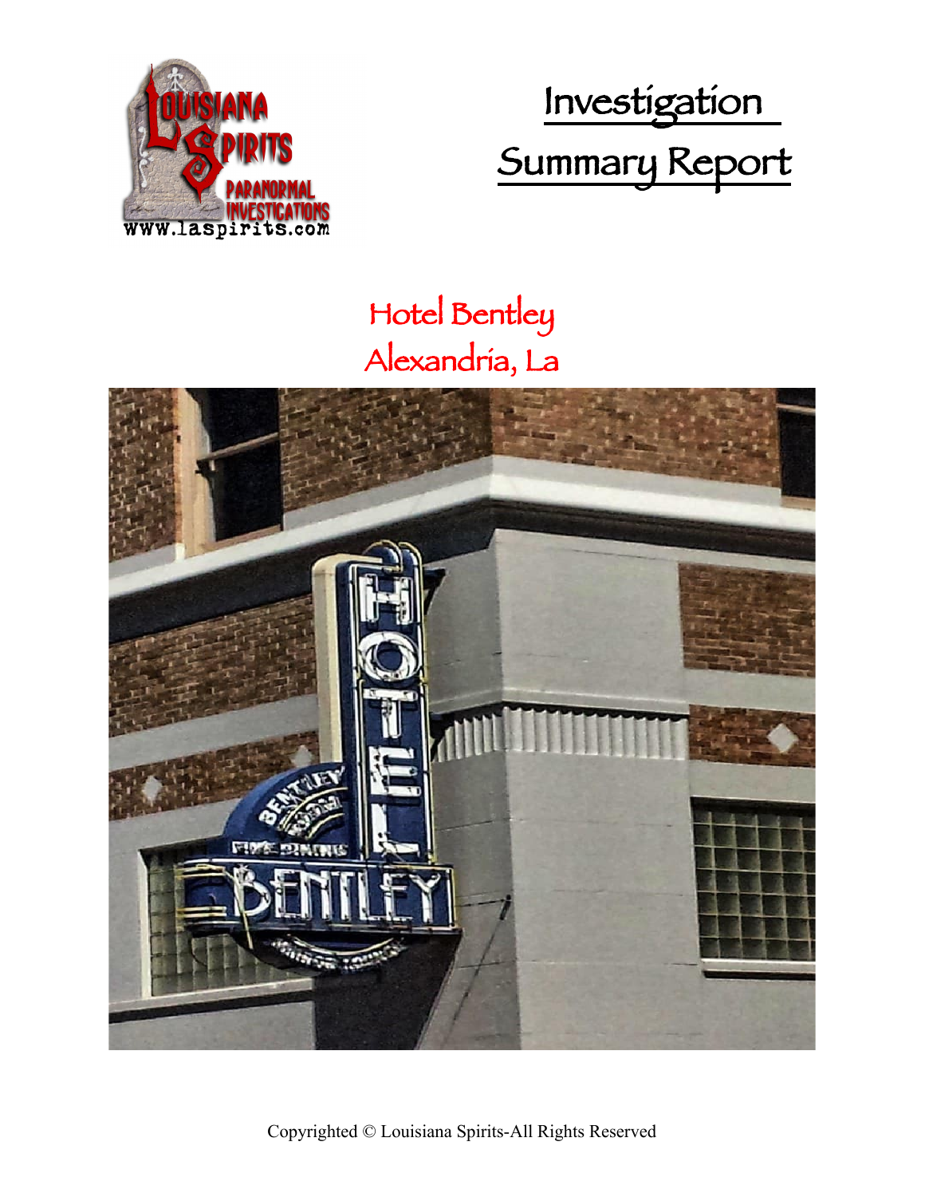# Investigation Summary Report

## Hotel Bentley
## Alexandria, La

Copyrighted © Louisiana Spirits-All Rights Reserved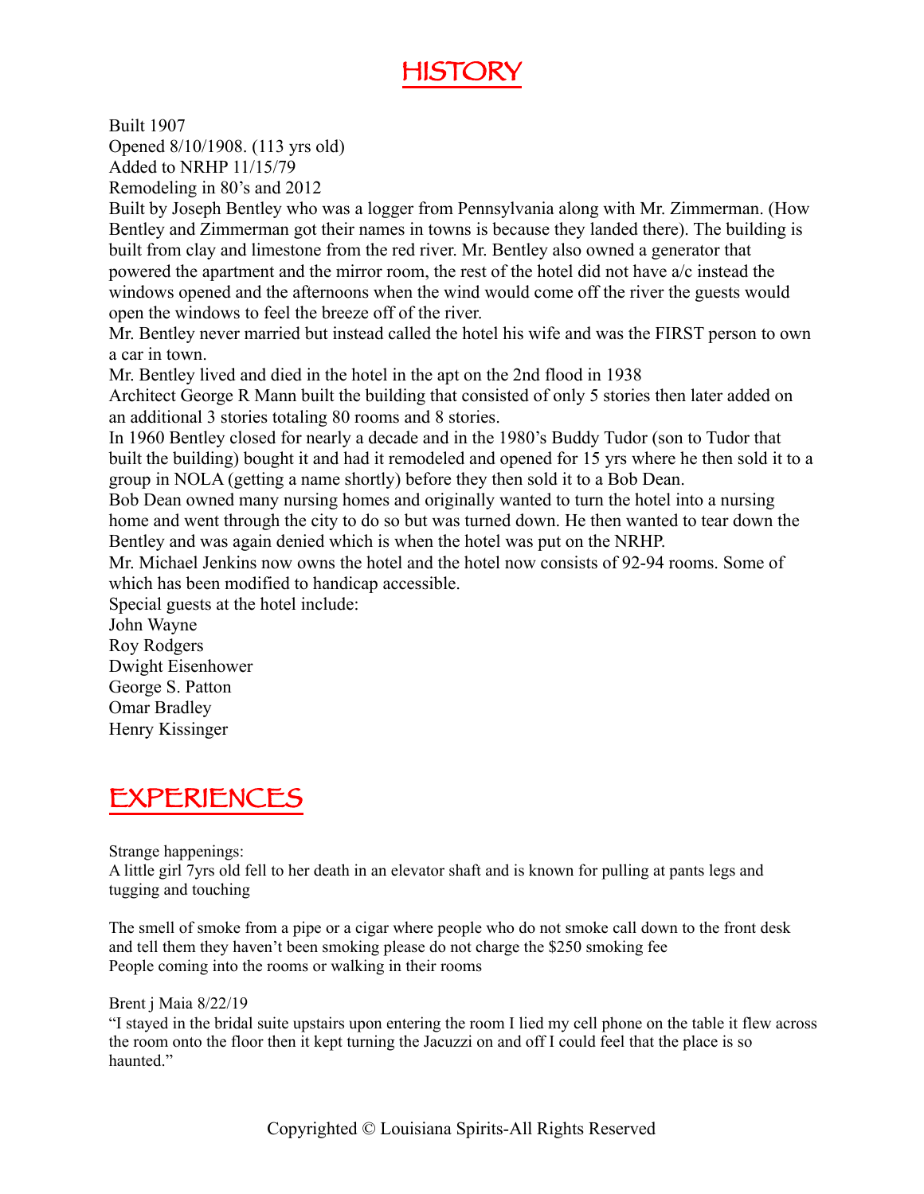# HISTORY

Built 1907
Opened 8/10/1908. (113 yrs old)
Added to NRHP 11/15/79
Remodeling in 80's and 2012
Built by Joseph Bentley who was a logger from Pennsylvania along with Mr. Zimmerman. (How Bentley and Zimmerman got their names in towns is because they landed there). The building is built from clay and limestone from the red river. Mr. Bentley also owned a generator that powered the apartment and the mirror room, the rest of the hotel did not have a/c instead the windows opened and the afternoons when the wind would come off the river the guests would open the windows to feel the breeze off of the river.
Mr. Bentley never married but instead called the hotel his wife and was the FIRST person to own a car in town.
Mr. Bentley lived and died in the hotel in the apt on the 2nd flood in 1938
Architect George R Mann built the building that consisted of only 5 stories then later added on an additional 3 stories totaling 80 rooms and 8 stories.
In 1960 Bentley closed for nearly a decade and in the 1980's Buddy Tudor (son to Tudor that built the building) bought it and had it remodeled and opened for 15 yrs where he then sold it to a group in NOLA (getting a name shortly) before they then sold it to a Bob Dean.
Bob Dean owned many nursing homes and originally wanted to turn the hotel into a nursing home and went through the city to do so but was turned down. He then wanted to tear down the Bentley and was again denied which is when the hotel was put on the NRHP.
Mr. Michael Jenkins now owns the hotel and the hotel now consists of 92-94 rooms. Some of which has been modified to handicap accessible.
Special guests at the hotel include:
John Wayne
Roy Rodgers
Dwight Eisenhower
George S. Patton
Omar Bradley
Henry Kissinger

# EXPERIENCES

Strange happenings:
A little girl 7yrs old fell to her death in an elevator shaft and is known for pulling at pants legs and tugging and touching

The smell of smoke from a pipe or a cigar where people who do not smoke call down to the front desk and tell them they haven't been smoking please do not charge the $250 smoking fee
People coming into the rooms or walking in their rooms

Brent j Maia 8/22/19
"I stayed in the bridal suite upstairs upon entering the room I lied my cell phone on the table it flew across the room onto the floor then it kept turning the Jacuzzi on and off I could feel that the place is so haunted."

Copyrighted © Louisiana Spirits-All Rights Reserved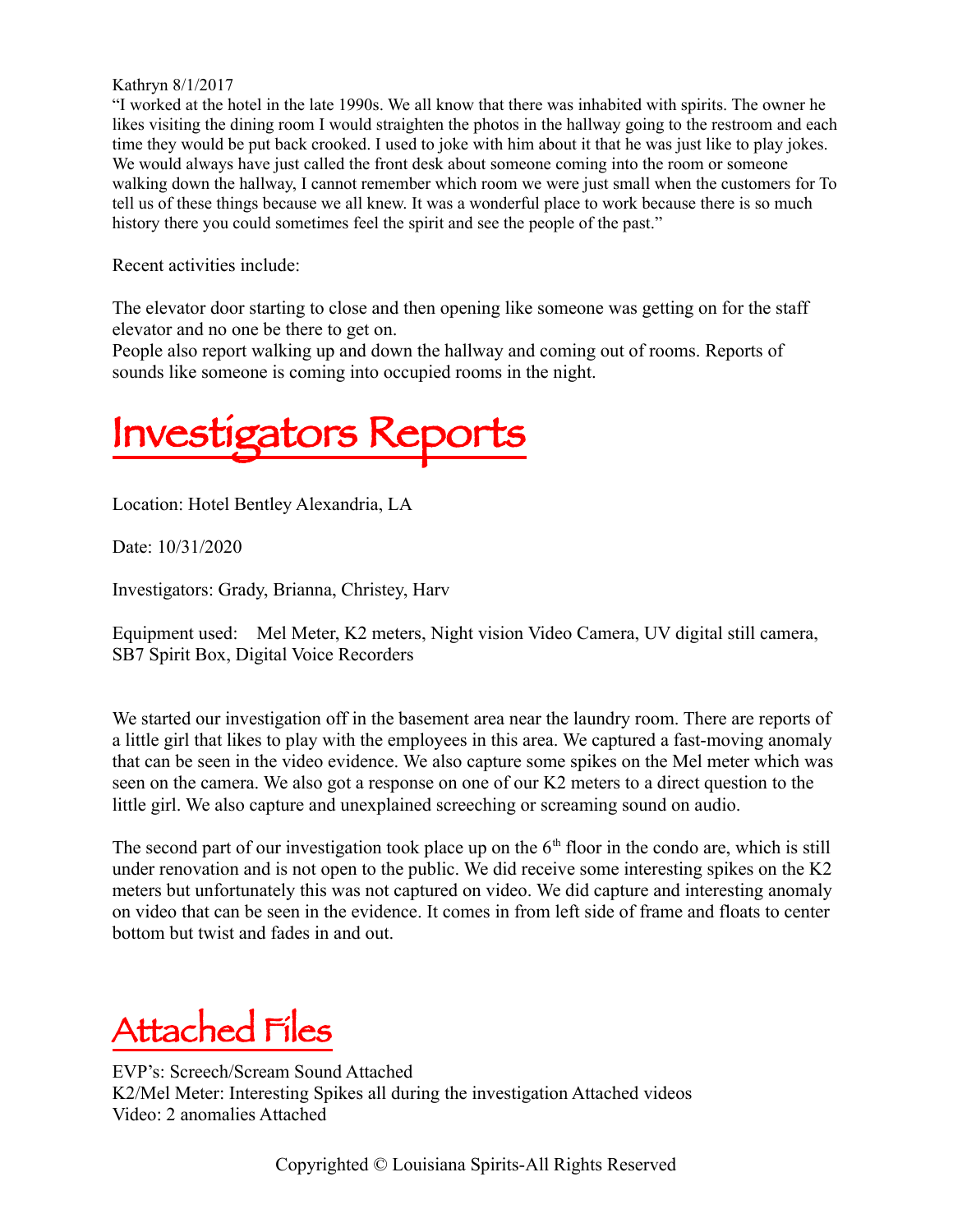Kathryn 8/1/2017

"I worked at the hotel in the late 1990s. We all know that there was inhabited with spirits. The owner he likes visiting the dining room I would straighten the photos in the hallway going to the restroom and each time they would be put back crooked. I used to joke with him about it that he was just like to play jokes. We would always have just called the front desk about someone coming into the room or someone walking down the hallway, I cannot remember which room we were just small when the customers for To tell us of these things because we all knew. It was a wonderful place to work because there is so much history there you could sometimes feel the spirit and see the people of the past."

Recent activities include:

The elevator door starting to close and then opening like someone was getting on for the staff elevator and no one be there to get on.
People also report walking up and down the hallway and coming out of rooms. Reports of sounds like someone is coming into occupied rooms in the night.

# Investigators Reports

Location: Hotel Bentley Alexandria, LA

Date: 10/31/2020

Investigators: Grady, Brianna, Christey, Harv

Equipment used: Mel Meter, K2 meters, Night vision Video Camera, UV digital still camera, SB7 Spirit Box, Digital Voice Recorders

We started our investigation off in the basement area near the laundry room. There are reports of a little girl that likes to play with the employees in this area. We captured a fast-moving anomaly that can be seen in the video evidence. We also capture some spikes on the Mel meter which was seen on the camera. We also got a response on one of our K2 meters to a direct question to the little girl. We also capture and unexplained screeching or screaming sound on audio.

The second part of our investigation took place up on the 6th floor in the condo are, which is still under renovation and is not open to the public. We did receive some interesting spikes on the K2 meters but unfortunately this was not captured on video. We did capture and interesting anomaly on video that can be seen in the evidence. It comes in from left side of frame and floats to center bottom but twist and fades in and out.

# Attached Files

EVP's: Screech/Scream Sound Attached
K2/Mel Meter: Interesting Spikes all during the investigation Attached videos
Video: 2 anomalies Attached

Copyrighted © Louisiana Spirits-All Rights Reserved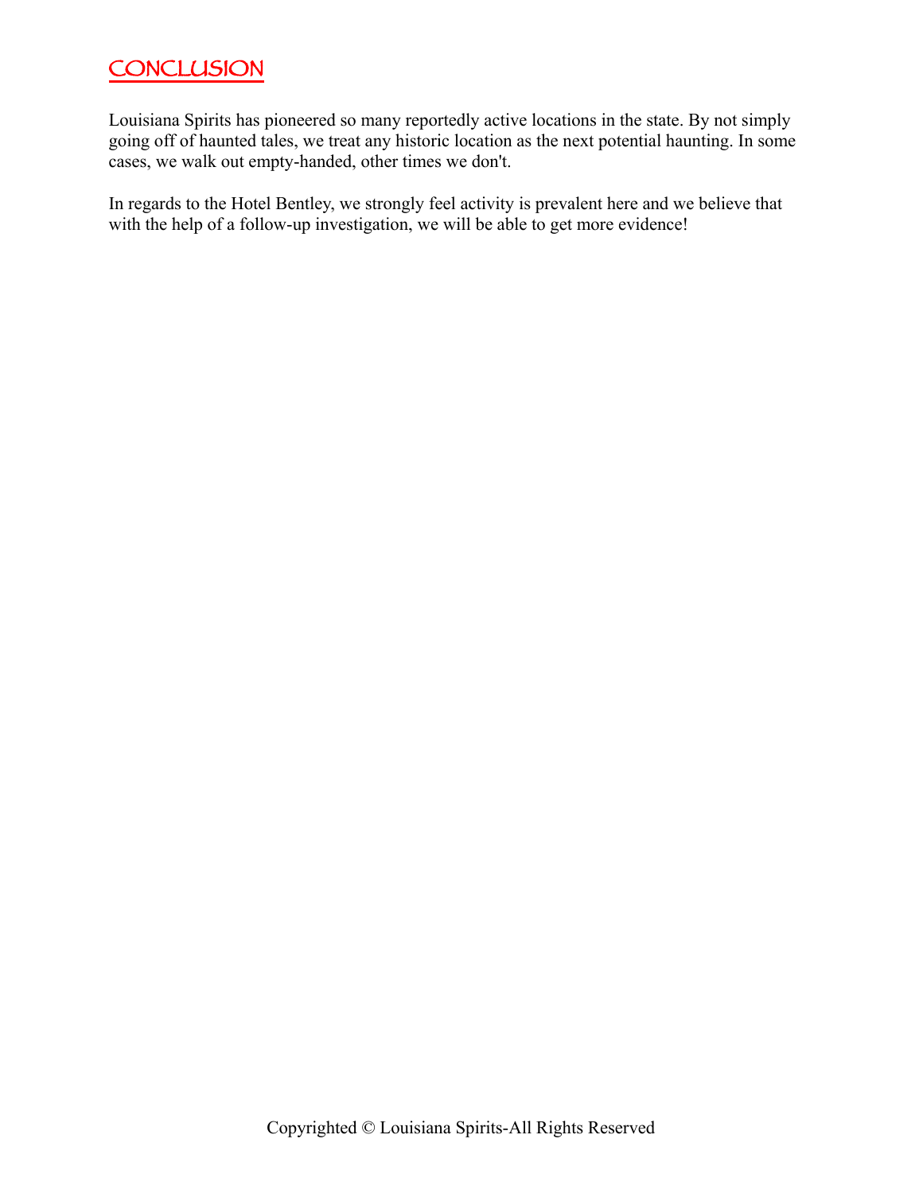## CONCLUSION

Louisiana Spirits has pioneered so many reportedly active locations in the state. By not simply going off of haunted tales, we treat any historic location as the next potential haunting. In some cases, we walk out empty-handed, other times we don't.

In regards to the Hotel Bentley, we strongly feel activity is prevalent here and we believe that with the help of a follow-up investigation, we will be able to get more evidence!

Copyrighted © Louisiana Spirits-All Rights Reserved